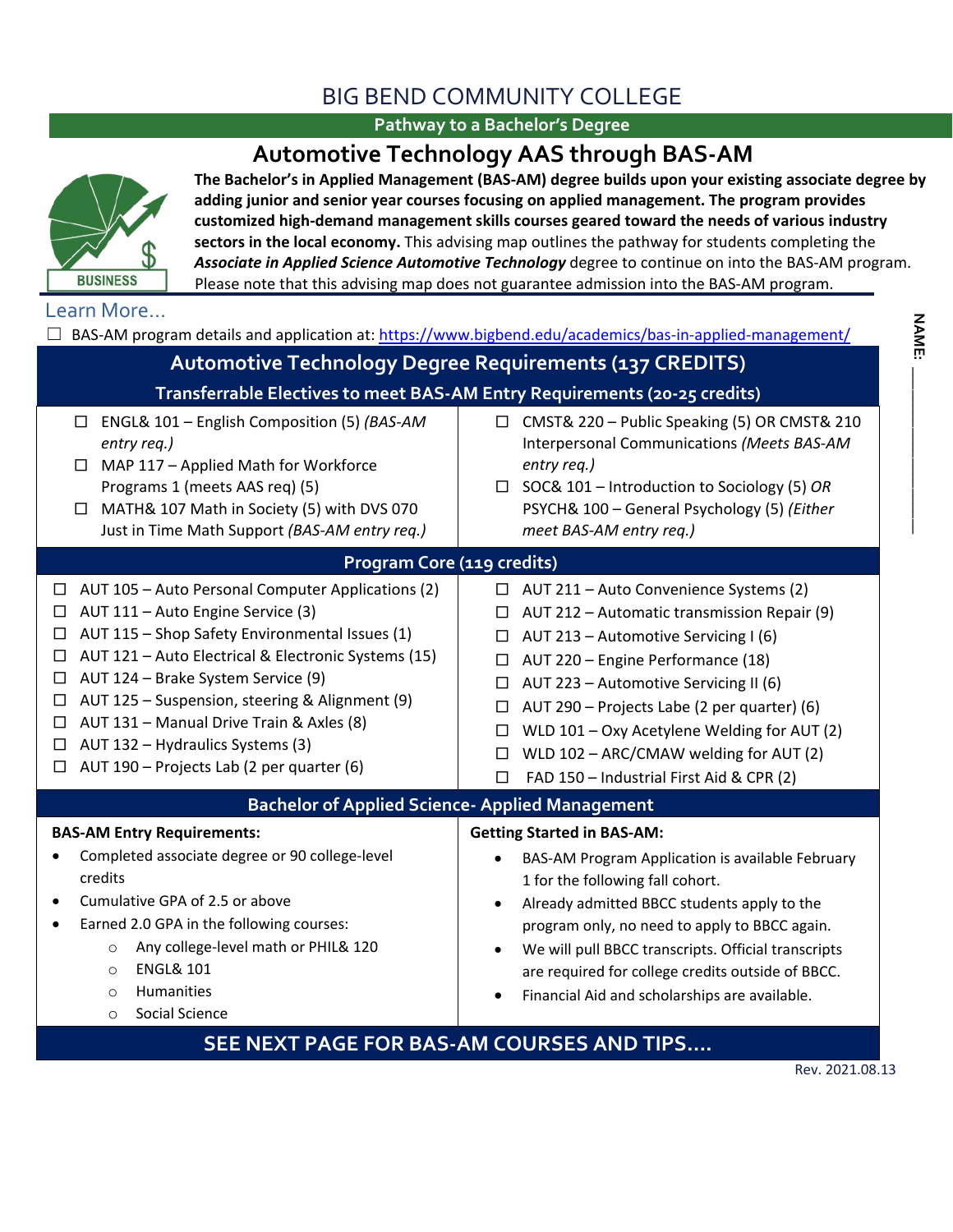# BIG BEND COMMUNITY COLLEGE

**Pathway to a Bachelor's Degree**

## Automotive Technology AAS through BAS-AM

**The Bachelor's in Applied Management (BAS-AM) degree builds upon your existing associate degree by adding junior and senior year courses focusing on applied management. The program provides customized high-demand management skills courses geared toward the needs of various industry sectors in the local economy.** This advising map outlines the pathway for students completing the ***Associate in Applied Science Automotive Technology*** degree to continue on into the BAS-AM program. Please note that this advising map does not guarantee admission into the BAS-AM program.

**NAME:** ____________

### Learn More...

☐ BAS-AM program details and application at: https://www.bigbend.edu/academics/bas-in-applied-management/

## Automotive Technology Degree Requirements (137 CREDITS)

### Transferrable Electives to meet BAS-AM Entry Requirements (20-25 credits)

- ☐ ENGL& 101 – English Composition (5) *(BAS-AM entry req.)*
- ☐ MAP 117 – Applied Math for Workforce Programs 1 (meets AAS req) (5)
- ☐ MATH& 107 Math in Society (5) with DVS 070 Just in Time Math Support *(BAS-AM entry req.)*
- ☐ CMST& 220 – Public Speaking (5) OR CMST& 210 Interpersonal Communications *(Meets BAS-AM entry req.)*
- ☐ SOC& 101 – Introduction to Sociology (5) *OR* PSYCH& 100 – General Psychology (5) *(Either meet BAS-AM entry req.)*

### Program Core (119 credits)

- ☐ AUT 105 – Auto Personal Computer Applications (2)
- ☐ AUT 111 – Auto Engine Service (3)
- ☐ AUT 115 – Shop Safety Environmental Issues (1)
- ☐ AUT 121 – Auto Electrical & Electronic Systems (15)
- ☐ AUT 124 – Brake System Service (9)
- ☐ AUT 125 – Suspension, steering & Alignment (9)
- ☐ AUT 131 – Manual Drive Train & Axles (8)
- ☐ AUT 132 – Hydraulics Systems (3)
- ☐ AUT 190 – Projects Lab (2 per quarter (6)
- ☐ AUT 211 – Auto Convenience Systems (2)
- ☐ AUT 212 – Automatic transmission Repair (9)
- ☐ AUT 213 – Automotive Servicing I (6)
- ☐ AUT 220 – Engine Performance (18)
- ☐ AUT 223 – Automotive Servicing II (6)
- ☐ AUT 290 – Projects Labe (2 per quarter) (6)
- ☐ WLD 101 – Oxy Acetylene Welding for AUT (2)
- ☐ WLD 102 – ARC/CMAW welding for AUT (2)
- ☐ FAD 150 – Industrial First Aid & CPR (2)

### Bachelor of Applied Science- Applied Management

**BAS-AM Entry Requirements:**

- Completed associate degree or 90 college-level credits
- Cumulative GPA of 2.5 or above
- Earned 2.0 GPA in the following courses:
  - Any college-level math or PHIL& 120
  - ENGL& 101
  - Humanities
  - Social Science

**Getting Started in BAS-AM:**

- BAS-AM Program Application is available February 1 for the following fall cohort.
- Already admitted BBCC students apply to the program only, no need to apply to BBCC again.
- We will pull BBCC transcripts. Official transcripts are required for college credits outside of BBCC.
- Financial Aid and scholarships are available.

**SEE NEXT PAGE FOR BAS-AM COURSES AND TIPS....**

Rev. 2021.08.13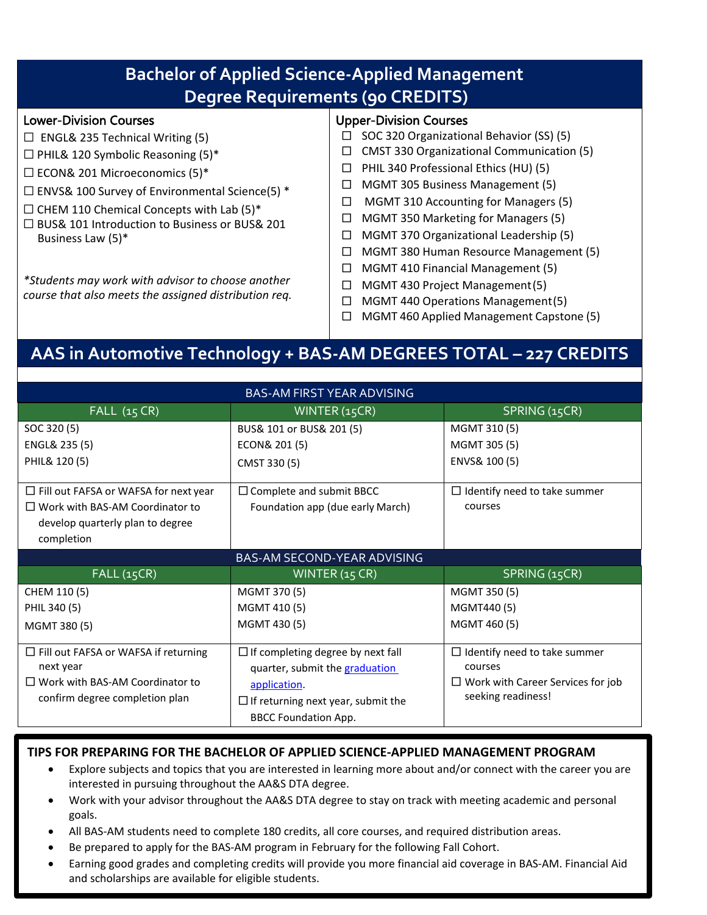# Bachelor of Applied Science-Applied Management Degree Requirements (90 CREDITS)

## Lower-Division Courses

- ☐ ENGL& 235 Technical Writing (5)
- ☐ PHIL& 120 Symbolic Reasoning (5)*
- ☐ ECON& 201 Microeconomics (5)*
- ☐ ENVS& 100 Survey of Environmental Science(5) *
- ☐ CHEM 110 Chemical Concepts with Lab (5)*
- ☐ BUS& 101 Introduction to Business or BUS& 201 Business Law (5)*

*\*Students may work with advisor to choose another course that also meets the assigned distribution req.*

## Upper-Division Courses

- ☐ SOC 320 Organizational Behavior (SS) (5)
- ☐ CMST 330 Organizational Communication (5)
- ☐ PHIL 340 Professional Ethics (HU) (5)
- ☐ MGMT 305 Business Management (5)
- ☐ MGMT 310 Accounting for Managers (5)
- ☐ MGMT 350 Marketing for Managers (5)
- ☐ MGMT 370 Organizational Leadership (5)
- ☐ MGMT 380 Human Resource Management (5)
- ☐ MGMT 410 Financial Management (5)
- ☐ MGMT 430 Project Management (5)
- ☐ MGMT 440 Operations Management (5)
- ☐ MGMT 460 Applied Management Capstone (5)

# AAS in Automotive Technology + BAS-AM DEGREES TOTAL – 227 CREDITS

| BAS-AM FIRST YEAR ADVISING | | |
|---|---|---|
| **FALL (15 CR)** | **WINTER (15CR)** | **SPRING (15CR)** |
| SOC 320 (5)<br>ENGL& 235 (5)<br>PHIL& 120 (5) | BUS& 101 or BUS& 201 (5)<br>ECON& 201 (5)<br>CMST 330 (5) | MGMT 310 (5)<br>MGMT 305 (5)<br>ENVS& 100 (5) |
| ☐ Fill out FAFSA or WAFSA for next year<br>☐ Work with BAS-AM Coordinator to develop quarterly plan to degree completion | ☐ Complete and submit BBCC Foundation app (due early March) | ☐ Identify need to take summer courses |
| **BAS-AM SECOND-YEAR ADVISING** | | |
| **FALL (15CR)** | **WINTER (15 CR)** | **SPRING (15CR)** |
| CHEM 110 (5)<br>PHIL 340 (5)<br>MGMT 380 (5) | MGMT 370 (5)<br>MGMT 410 (5)<br>MGMT 430 (5) | MGMT 350 (5)<br>MGMT440 (5)<br>MGMT 460 (5) |
| ☐ Fill out FAFSA or WAFSA if returning next year<br>☐ Work with BAS-AM Coordinator to confirm degree completion plan | ☐ If completing degree by next fall quarter, submit the graduation application.<br>☐ If returning next year, submit the BBCC Foundation App. | ☐ Identify need to take summer courses<br>☐ Work with Career Services for job seeking readiness! |

## TIPS FOR PREPARING FOR THE BACHELOR OF APPLIED SCIENCE-APPLIED MANAGEMENT PROGRAM

- Explore subjects and topics that you are interested in learning more about and/or connect with the career you are interested in pursuing throughout the AA&S DTA degree.
- Work with your advisor throughout the AA&S DTA degree to stay on track with meeting academic and personal goals.
- All BAS-AM students need to complete 180 credits, all core courses, and required distribution areas.
- Be prepared to apply for the BAS-AM program in February for the following Fall Cohort.
- Earning good grades and completing credits will provide you more financial aid coverage in BAS-AM. Financial Aid and scholarships are available for eligible students.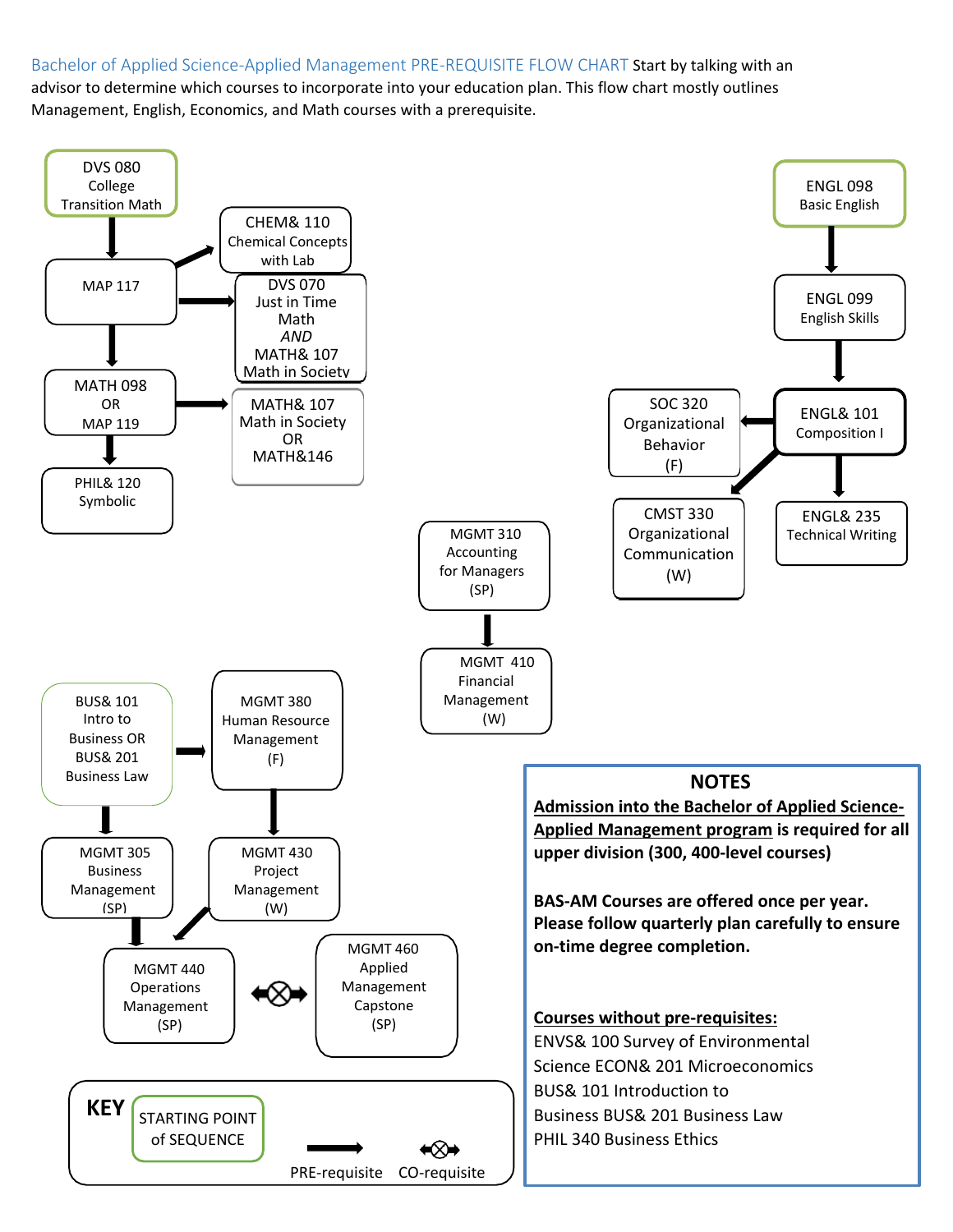Bachelor of Applied Science-Applied Management PRE-REQUISITE FLOW CHART Start by talking with an advisor to determine which courses to incorporate into your education plan. This flow chart mostly outlines Management, English, Economics, and Math courses with a prerequisite.

DVS 080 College Transition Math

MAP 117

CHEM& 110 Chemical Concepts with Lab

DVS 070 Just in Time Math *AND* MATH& 107 Math in Society

MATH 098 OR MAP 119

MATH& 107 Math in Society OR MATH&146

PHIL& 120 Symbolic

ENGL 098 Basic English

ENGL 099 English Skills

ENGL& 101 Composition I

SOC 320 Organizational Behavior (F)

CMST 330 Organizational Communication (W)

ENGL& 235 Technical Writing

MGMT 310 Accounting for Managers (SP)

MGMT 410 Financial Management (W)

BUS& 101 Intro to Business OR BUS& 201 Business Law

MGMT 380 Human Resource Management (F)

MGMT 305 Business Management (SP)

MGMT 430 Project Management (W)

MGMT 440 Operations Management (SP)

MGMT 460 Applied Management Capstone (SP)

**KEY**

STARTING POINT of SEQUENCE

PRE-requisite

CO-requisite

## NOTES

**<u>Admission into the Bachelor of Applied Science-Applied Management program</u> is required for all upper division (300, 400-level courses)**

**BAS-AM Courses are offered once per year. Please follow quarterly plan carefully to ensure on-time degree completion.**

**<u>Courses without pre-requisites:</u>**

ENVS& 100 Survey of Environmental Science
ECON& 201 Microeconomics
BUS& 101 Introduction to Business
BUS& 201 Business Law
PHIL 340 Business Ethics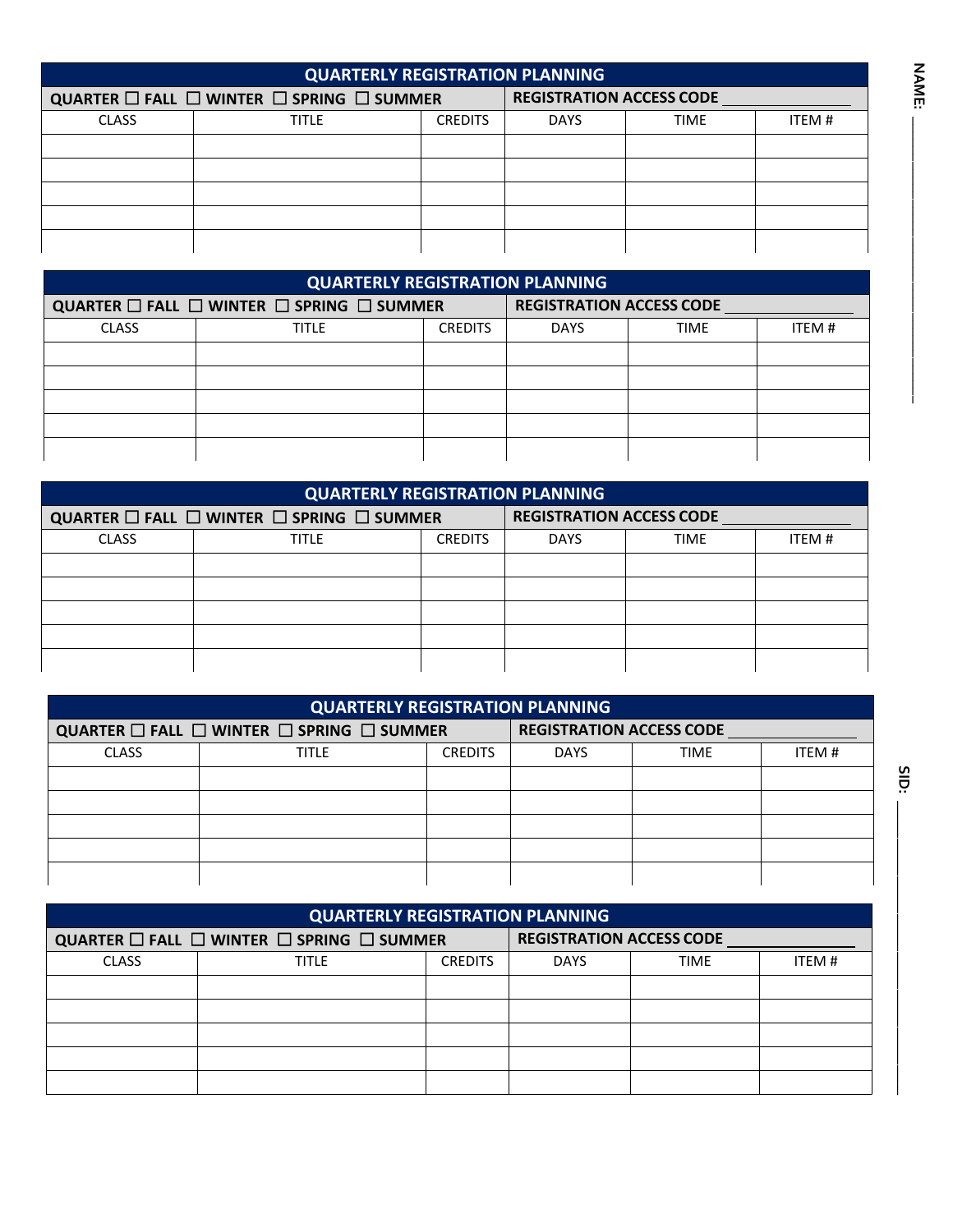NAME: ____________________

SID: ____________________

| QUARTERLY REGISTRATION PLANNING | | | | | |
|---|---|---|---|---|---|
| QUARTER ☐ FALL ☐ WINTER ☐ SPRING ☐ SUMMER | | | REGISTRATION ACCESS CODE ____________ | | |
| CLASS | TITLE | CREDITS | DAYS | TIME | ITEM # |
| | | | | | |
| | | | | | |
| | | | | | |
| | | | | | |
| | | | | | |

| QUARTERLY REGISTRATION PLANNING | | | | | |
|---|---|---|---|---|---|
| QUARTER ☐ FALL ☐ WINTER ☐ SPRING ☐ SUMMER | | | REGISTRATION ACCESS CODE ____________ | | |
| CLASS | TITLE | CREDITS | DAYS | TIME | ITEM # |
| | | | | | |
| | | | | | |
| | | | | | |
| | | | | | |
| | | | | | |

| QUARTERLY REGISTRATION PLANNING | | | | | |
|---|---|---|---|---|---|
| QUARTER ☐ FALL ☐ WINTER ☐ SPRING ☐ SUMMER | | | REGISTRATION ACCESS CODE ____________ | | |
| CLASS | TITLE | CREDITS | DAYS | TIME | ITEM # |
| | | | | | |
| | | | | | |
| | | | | | |
| | | | | | |
| | | | | | |

| QUARTERLY REGISTRATION PLANNING | | | | | |
|---|---|---|---|---|---|
| QUARTER ☐ FALL ☐ WINTER ☐ SPRING ☐ SUMMER | | | REGISTRATION ACCESS CODE ____________ | | |
| CLASS | TITLE | CREDITS | DAYS | TIME | ITEM # |
| | | | | | |
| | | | | | |
| | | | | | |
| | | | | | |
| | | | | | |

| QUARTERLY REGISTRATION PLANNING | | | | | |
|---|---|---|---|---|---|
| QUARTER ☐ FALL ☐ WINTER ☐ SPRING ☐ SUMMER | | | REGISTRATION ACCESS CODE ____________ | | |
| CLASS | TITLE | CREDITS | DAYS | TIME | ITEM # |
| | | | | | |
| | | | | | |
| | | | | | |
| | | | | | |
| | | | | | |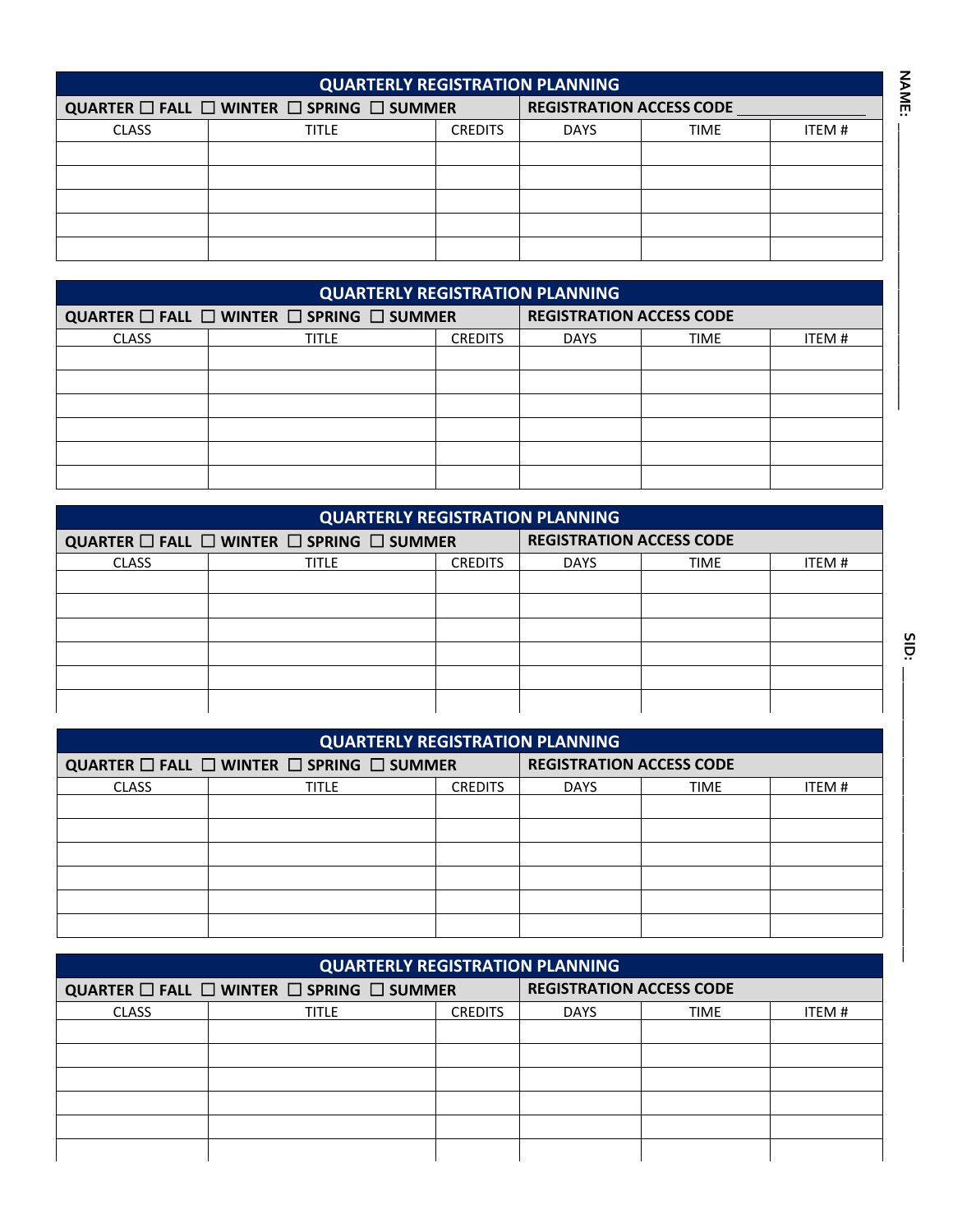NAME: ____________________

SID: ____________________

| QUARTERLY REGISTRATION PLANNING | | | | | |
|---|---|---|---|---|---|
| QUARTER ☐ FALL ☐ WINTER ☐ SPRING ☐ SUMMER | | | REGISTRATION ACCESS CODE ____________ | | |
| CLASS | TITLE | CREDITS | DAYS | TIME | ITEM # |
| | | | | | |
| | | | | | |
| | | | | | |
| | | | | | |
| | | | | | |

| QUARTERLY REGISTRATION PLANNING | | | | | |
|---|---|---|---|---|---|
| QUARTER ☐ FALL ☐ WINTER ☐ SPRING ☐ SUMMER | | | REGISTRATION ACCESS CODE | | |
| CLASS | TITLE | CREDITS | DAYS | TIME | ITEM # |
| | | | | | |
| | | | | | |
| | | | | | |
| | | | | | |
| | | | | | |
| | | | | | |

| QUARTERLY REGISTRATION PLANNING | | | | | |
|---|---|---|---|---|---|
| QUARTER ☐ FALL ☐ WINTER ☐ SPRING ☐ SUMMER | | | REGISTRATION ACCESS CODE | | |
| CLASS | TITLE | CREDITS | DAYS | TIME | ITEM # |
| | | | | | |
| | | | | | |
| | | | | | |
| | | | | | |
| | | | | | |
| | | | | | |

| QUARTERLY REGISTRATION PLANNING | | | | | |
|---|---|---|---|---|---|
| QUARTER ☐ FALL ☐ WINTER ☐ SPRING ☐ SUMMER | | | REGISTRATION ACCESS CODE | | |
| CLASS | TITLE | CREDITS | DAYS | TIME | ITEM # |
| | | | | | |
| | | | | | |
| | | | | | |
| | | | | | |
| | | | | | |
| | | | | | |

| QUARTERLY REGISTRATION PLANNING | | | | | |
|---|---|---|---|---|---|
| QUARTER ☐ FALL ☐ WINTER ☐ SPRING ☐ SUMMER | | | REGISTRATION ACCESS CODE | | |
| CLASS | TITLE | CREDITS | DAYS | TIME | ITEM # |
| | | | | | |
| | | | | | |
| | | | | | |
| | | | | | |
| | | | | | |
| | | | | | |